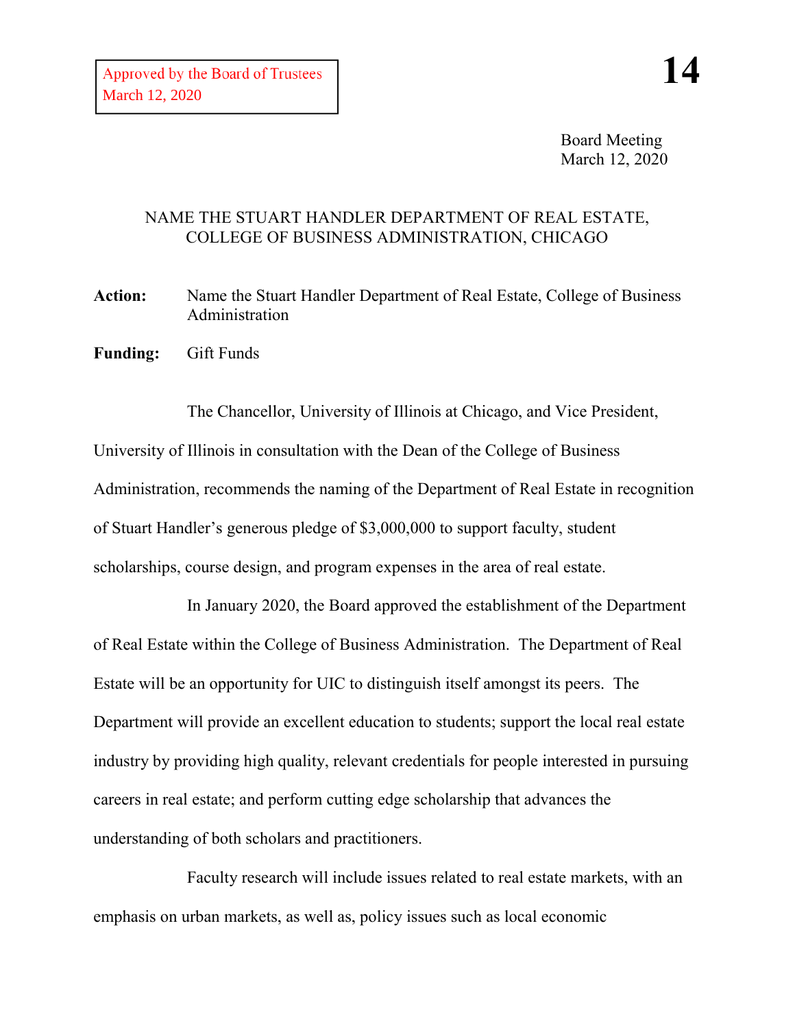Approved by the Board of Trustees
March 12, 2020

**14**

Board Meeting
March 12, 2020

## NAME THE STUART HANDLER DEPARTMENT OF REAL ESTATE, COLLEGE OF BUSINESS ADMINISTRATION, CHICAGO

**Action:** Name the Stuart Handler Department of Real Estate, College of Business Administration

**Funding:** Gift Funds

The Chancellor, University of Illinois at Chicago, and Vice President, University of Illinois in consultation with the Dean of the College of Business Administration, recommends the naming of the Department of Real Estate in recognition of Stuart Handler's generous pledge of $3,000,000 to support faculty, student scholarships, course design, and program expenses in the area of real estate.

In January 2020, the Board approved the establishment of the Department of Real Estate within the College of Business Administration. The Department of Real Estate will be an opportunity for UIC to distinguish itself amongst its peers. The Department will provide an excellent education to students; support the local real estate industry by providing high quality, relevant credentials for people interested in pursuing careers in real estate; and perform cutting edge scholarship that advances the understanding of both scholars and practitioners.

Faculty research will include issues related to real estate markets, with an emphasis on urban markets, as well as, policy issues such as local economic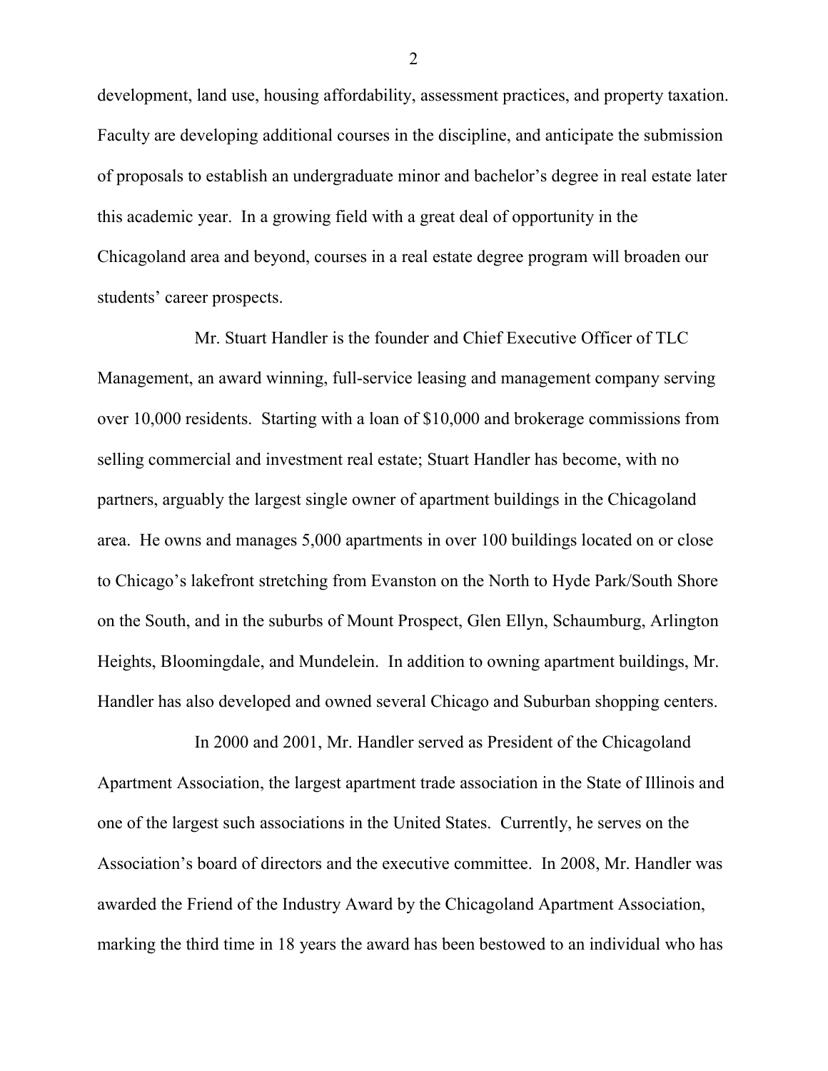development, land use, housing affordability, assessment practices, and property taxation. Faculty are developing additional courses in the discipline, and anticipate the submission of proposals to establish an undergraduate minor and bachelor's degree in real estate later this academic year. In a growing field with a great deal of opportunity in the Chicagoland area and beyond, courses in a real estate degree program will broaden our students' career prospects.

Mr. Stuart Handler is the founder and Chief Executive Officer of TLC Management, an award winning, full-service leasing and management company serving over 10,000 residents. Starting with a loan of $10,000 and brokerage commissions from selling commercial and investment real estate; Stuart Handler has become, with no partners, arguably the largest single owner of apartment buildings in the Chicagoland area. He owns and manages 5,000 apartments in over 100 buildings located on or close to Chicago's lakefront stretching from Evanston on the North to Hyde Park/South Shore on the South, and in the suburbs of Mount Prospect, Glen Ellyn, Schaumburg, Arlington Heights, Bloomingdale, and Mundelein. In addition to owning apartment buildings, Mr. Handler has also developed and owned several Chicago and Suburban shopping centers.

In 2000 and 2001, Mr. Handler served as President of the Chicagoland Apartment Association, the largest apartment trade association in the State of Illinois and one of the largest such associations in the United States. Currently, he serves on the Association's board of directors and the executive committee. In 2008, Mr. Handler was awarded the Friend of the Industry Award by the Chicagoland Apartment Association, marking the third time in 18 years the award has been bestowed to an individual who has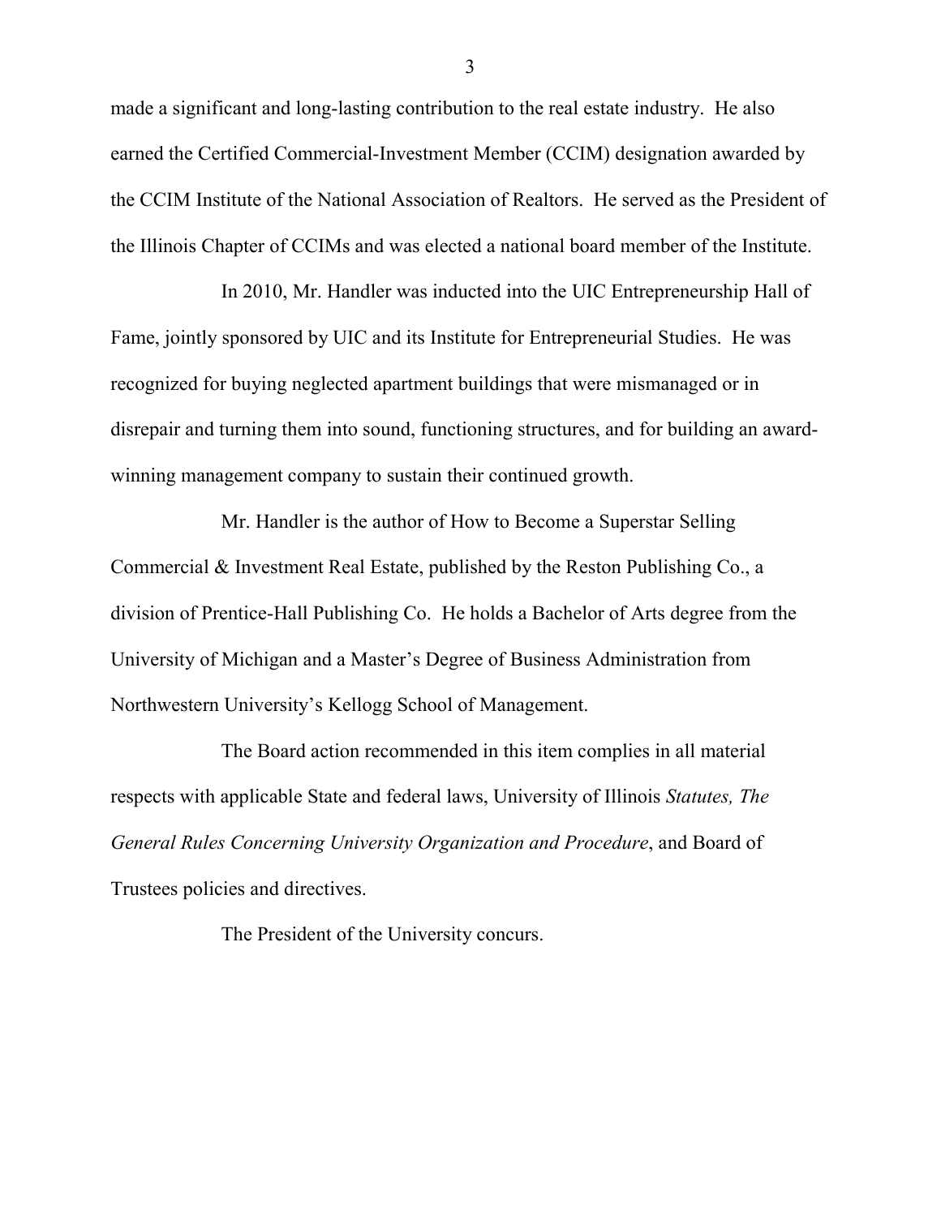made a significant and long-lasting contribution to the real estate industry. He also earned the Certified Commercial-Investment Member (CCIM) designation awarded by the CCIM Institute of the National Association of Realtors. He served as the President of the Illinois Chapter of CCIMs and was elected a national board member of the Institute.

In 2010, Mr. Handler was inducted into the UIC Entrepreneurship Hall of Fame, jointly sponsored by UIC and its Institute for Entrepreneurial Studies. He was recognized for buying neglected apartment buildings that were mismanaged or in disrepair and turning them into sound, functioning structures, and for building an award-winning management company to sustain their continued growth.

Mr. Handler is the author of How to Become a Superstar Selling Commercial & Investment Real Estate, published by the Reston Publishing Co., a division of Prentice-Hall Publishing Co. He holds a Bachelor of Arts degree from the University of Michigan and a Master's Degree of Business Administration from Northwestern University's Kellogg School of Management.

The Board action recommended in this item complies in all material respects with applicable State and federal laws, University of Illinois *Statutes, The General Rules Concerning University Organization and Procedure*, and Board of Trustees policies and directives.

The President of the University concurs.